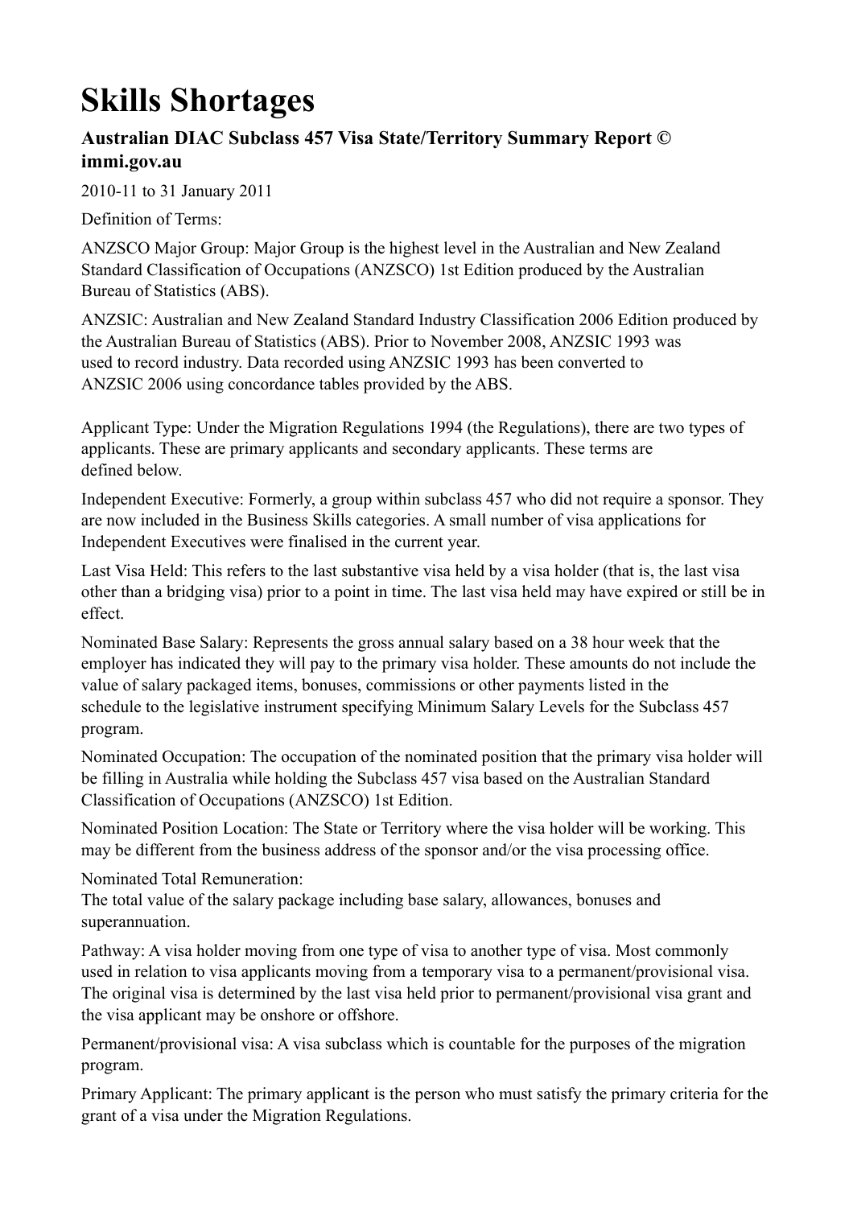# Skills Shortages

### Australian DIAC Subclass 457 Visa State/Territory Summary Report © immi.gov.au

2010-11 to 31 January 2011

Definition of Terms:

ANZSCO Major Group: Major Group is the highest level in the Australian and New Zealand Standard Classification of Occupations (ANZSCO) 1st Edition produced by the Australian Bureau of Statistics (ABS).

ANZSIC: Australian and New Zealand Standard Industry Classification 2006 Edition produced by the Australian Bureau of Statistics (ABS). Prior to November 2008, ANZSIC 1993 was used to record industry. Data recorded using ANZSIC 1993 has been converted to ANZSIC 2006 using concordance tables provided by the ABS.

Applicant Type: Under the Migration Regulations 1994 (the Regulations), there are two types of applicants. These are primary applicants and secondary applicants. These terms are defined below.

Independent Executive: Formerly, a group within subclass 457 who did not require a sponsor. They are now included in the Business Skills categories. A small number of visa applications for Independent Executives were finalised in the current year.

Last Visa Held: This refers to the last substantive visa held by a visa holder (that is, the last visa other than a bridging visa) prior to a point in time. The last visa held may have expired or still be in effect.

Nominated Base Salary: Represents the gross annual salary based on a 38 hour week that the employer has indicated they will pay to the primary visa holder. These amounts do not include the value of salary packaged items, bonuses, commissions or other payments listed in the schedule to the legislative instrument specifying Minimum Salary Levels for the Subclass 457 program.

Nominated Occupation: The occupation of the nominated position that the primary visa holder will be filling in Australia while holding the Subclass 457 visa based on the Australian Standard Classification of Occupations (ANZSCO) 1st Edition.

Nominated Position Location: The State or Territory where the visa holder will be working. This may be different from the business address of the sponsor and/or the visa processing office.

Nominated Total Remuneration:
The total value of the salary package including base salary, allowances, bonuses and superannuation.

Pathway: A visa holder moving from one type of visa to another type of visa. Most commonly used in relation to visa applicants moving from a temporary visa to a permanent/provisional visa. The original visa is determined by the last visa held prior to permanent/provisional visa grant and the visa applicant may be onshore or offshore.

Permanent/provisional visa: A visa subclass which is countable for the purposes of the migration program.

Primary Applicant: The primary applicant is the person who must satisfy the primary criteria for the grant of a visa under the Migration Regulations.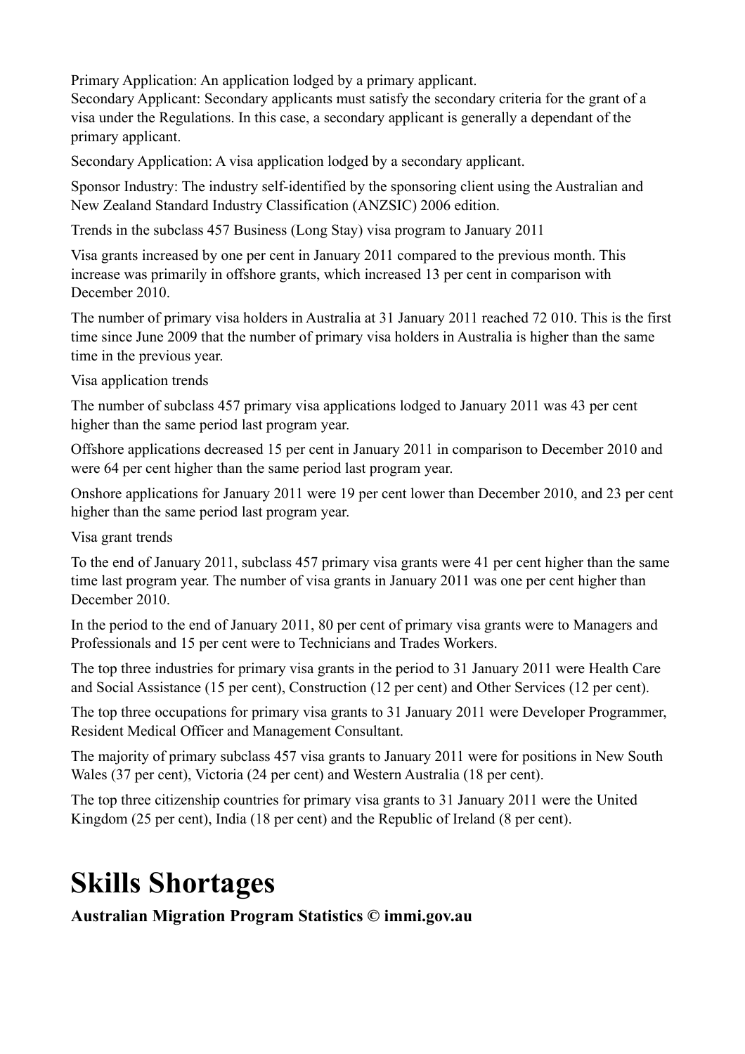Primary Application: An application lodged by a primary applicant.

Secondary Applicant: Secondary applicants must satisfy the secondary criteria for the grant of a visa under the Regulations. In this case, a secondary applicant is generally a dependant of the primary applicant.

Secondary Application: A visa application lodged by a secondary applicant.

Sponsor Industry: The industry self-identified by the sponsoring client using the Australian and New Zealand Standard Industry Classification (ANZSIC) 2006 edition.

Trends in the subclass 457 Business (Long Stay) visa program to January 2011

Visa grants increased by one per cent in January 2011 compared to the previous month. This increase was primarily in offshore grants, which increased 13 per cent in comparison with December 2010.

The number of primary visa holders in Australia at 31 January 2011 reached 72 010. This is the first time since June 2009 that the number of primary visa holders in Australia is higher than the same time in the previous year.

Visa application trends

The number of subclass 457 primary visa applications lodged to January 2011 was 43 per cent higher than the same period last program year.

Offshore applications decreased 15 per cent in January 2011 in comparison to December 2010 and were 64 per cent higher than the same period last program year.

Onshore applications for January 2011 were 19 per cent lower than December 2010, and 23 per cent higher than the same period last program year.

Visa grant trends

To the end of January 2011, subclass 457 primary visa grants were 41 per cent higher than the same time last program year. The number of visa grants in January 2011 was one per cent higher than December 2010.

In the period to the end of January 2011, 80 per cent of primary visa grants were to Managers and Professionals and 15 per cent were to Technicians and Trades Workers.

The top three industries for primary visa grants in the period to 31 January 2011 were Health Care and Social Assistance (15 per cent), Construction (12 per cent) and Other Services (12 per cent).

The top three occupations for primary visa grants to 31 January 2011 were Developer Programmer, Resident Medical Officer and Management Consultant.

The majority of primary subclass 457 visa grants to January 2011 were for positions in New South Wales (37 per cent), Victoria (24 per cent) and Western Australia (18 per cent).

The top three citizenship countries for primary visa grants to 31 January 2011 were the United Kingdom (25 per cent), India (18 per cent) and the Republic of Ireland (8 per cent).

# Skills Shortages

**Australian Migration Program Statistics © immi.gov.au**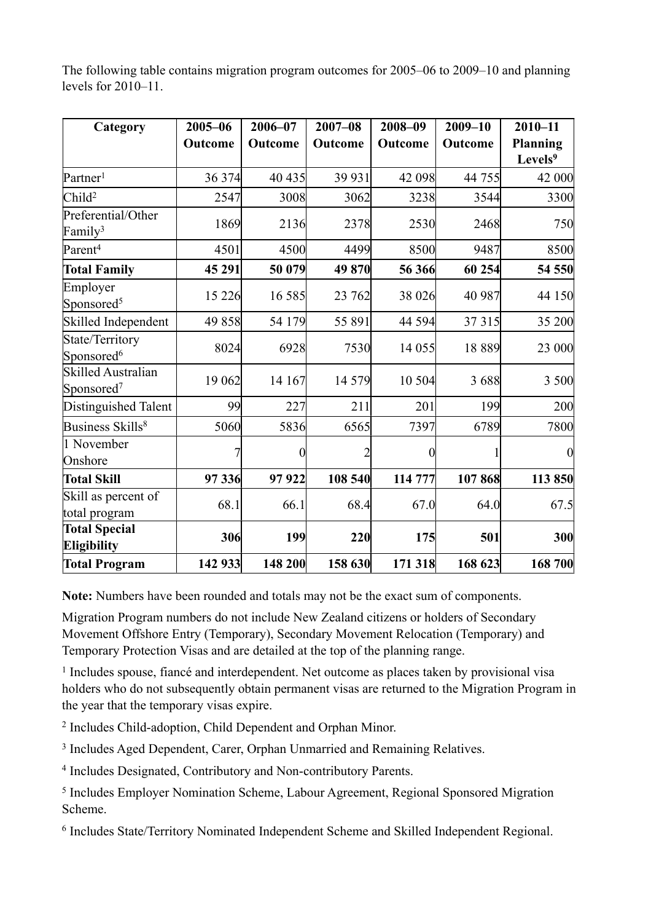The following table contains migration program outcomes for 2005–06 to 2009–10 and planning levels for 2010–11.

| Category | 2005–06 Outcome | 2006–07 Outcome | 2007–08 Outcome | 2008–09 Outcome | 2009–10 Outcome | 2010–11 Planning Levels[9] |
|---|---|---|---|---|---|---|
| Partner[1] | 36 374 | 40 435 | 39 931 | 42 098 | 44 755 | 42 000 |
| Child[2] | 2547 | 3008 | 3062 | 3238 | 3544 | 3300 |
| Preferential/Other Family[3] | 1869 | 2136 | 2378 | 2530 | 2468 | 750 |
| Parent[4] | 4501 | 4500 | 4499 | 8500 | 9487 | 8500 |
| **Total Family** | **45 291** | **50 079** | **49 870** | **56 366** | **60 254** | **54 550** |
| Employer Sponsored[5] | 15 226 | 16 585 | 23 762 | 38 026 | 40 987 | 44 150 |
| Skilled Independent | 49 858 | 54 179 | 55 891 | 44 594 | 37 315 | 35 200 |
| State/Territory Sponsored[6] | 8024 | 6928 | 7530 | 14 055 | 18 889 | 23 000 |
| Skilled Australian Sponsored[7] | 19 062 | 14 167 | 14 579 | 10 504 | 3 688 | 3 500 |
| Distinguished Talent | 99 | 227 | 211 | 201 | 199 | 200 |
| Business Skills[8] | 5060 | 5836 | 6565 | 7397 | 6789 | 7800 |
| 1 November Onshore | 7 | 0 | 2 | 0 | 1 | 0 |
| **Total Skill** | **97 336** | **97 922** | **108 540** | **114 777** | **107 868** | **113 850** |
| Skill as percent of total program | 68.1 | 66.1 | 68.4 | 67.0 | 64.0 | 67.5 |
| **Total Special Eligibility** | **306** | **199** | **220** | **175** | **501** | **300** |
| **Total Program** | **142 933** | **148 200** | **158 630** | **171 318** | **168 623** | **168 700** |

**Note:** Numbers have been rounded and totals may not be the exact sum of components.

Migration Program numbers do not include New Zealand citizens or holders of Secondary Movement Offshore Entry (Temporary), Secondary Movement Relocation (Temporary) and Temporary Protection Visas and are detailed at the top of the planning range.

[1] Includes spouse, fiancé and interdependent. Net outcome as places taken by provisional visa holders who do not subsequently obtain permanent visas are returned to the Migration Program in the year that the temporary visas expire.

[2] Includes Child-adoption, Child Dependent and Orphan Minor.

[3] Includes Aged Dependent, Carer, Orphan Unmarried and Remaining Relatives.

[4] Includes Designated, Contributory and Non-contributory Parents.

[5] Includes Employer Nomination Scheme, Labour Agreement, Regional Sponsored Migration Scheme.

[6] Includes State/Territory Nominated Independent Scheme and Skilled Independent Regional.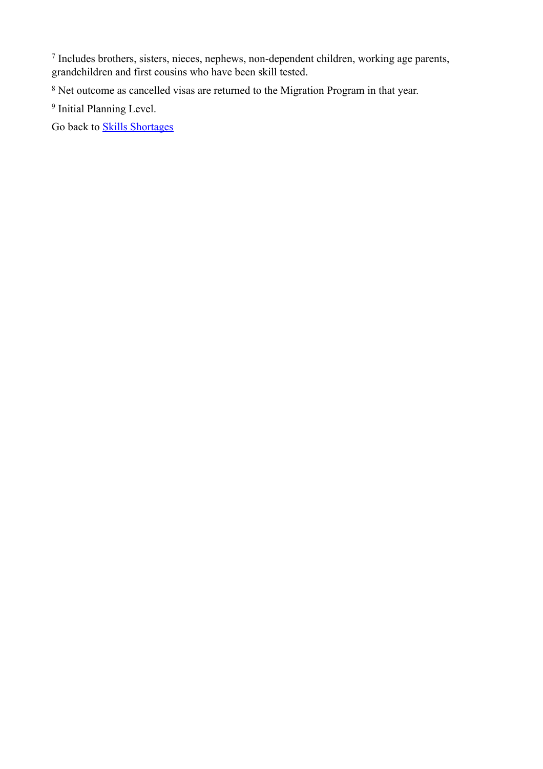[7] Includes brothers, sisters, nieces, nephews, non-dependent children, working age parents, grandchildren and first cousins who have been skill tested.

[8] Net outcome as cancelled visas are returned to the Migration Program in that year.

[9] Initial Planning Level.

Go back to Skills Shortages